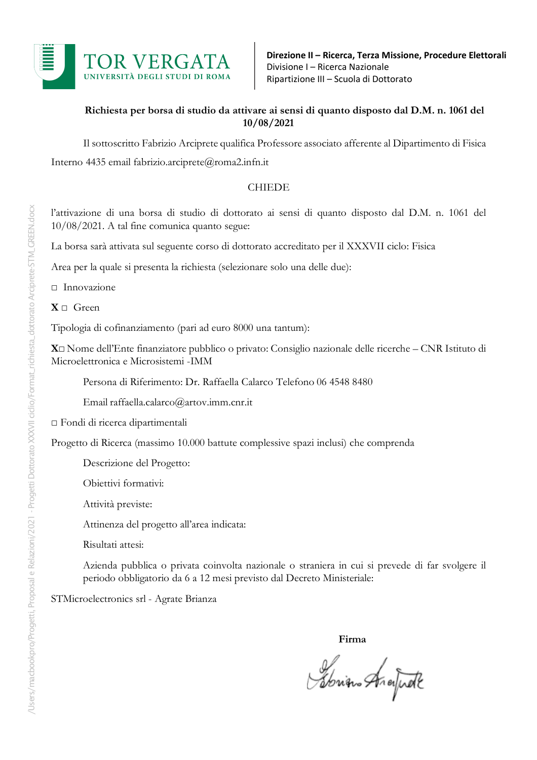TOR VERGATA
UNIVERSITÀ DEGLI STUDI DI ROMA

**Direzione II – Ricerca, Terza Missione, Procedure Elettorali**
Divisione I – Ricerca Nazionale
Ripartizione III – Scuola di Dottorato

**Richiesta per borsa di studio da attivare ai sensi di quanto disposto dal D.M. n. 1061 del 10/08/2021**

Il sottoscritto Fabrizio Arciprete qualifica Professore associato afferente al Dipartimento di Fisica Interno 4435 email fabrizio.arciprete@roma2.infn.it

CHIEDE

l'attivazione di una borsa di studio di dottorato ai sensi di quanto disposto dal D.M. n. 1061 del 10/08/2021. A tal fine comunica quanto segue:

La borsa sarà attivata sul seguente corso di dottorato accreditato per il XXXVII ciclo: Fisica

Area per la quale si presenta la richiesta (selezionare solo una delle due):

□ Innovazione

**X** □ Green

Tipologia di cofinanziamento (pari ad euro 8000 una tantum):

**X**□ Nome dell'Ente finanziatore pubblico o privato: Consiglio nazionale delle ricerche – CNR Istituto di Microelettronica e Microsistemi -IMM

Persona di Riferimento: Dr. Raffaella Calarco Telefono 06 4548 8480

Email raffaella.calarco@artov.imm.cnr.it

□ Fondi di ricerca dipartimentali

Progetto di Ricerca (massimo 10.000 battute complessive spazi inclusi) che comprenda

Descrizione del Progetto:

Obiettivi formativi:

Attività previste:

Attinenza del progetto all'area indicata:

Risultati attesi:

Azienda pubblica o privata coinvolta nazionale o straniera in cui si prevede di far svolgere il periodo obbligatorio da 6 a 12 mesi previsto dal Decreto Ministeriale:

STMicroelectronics srl - Agrate Brianza

**Firma**

Fabrizio Arciprete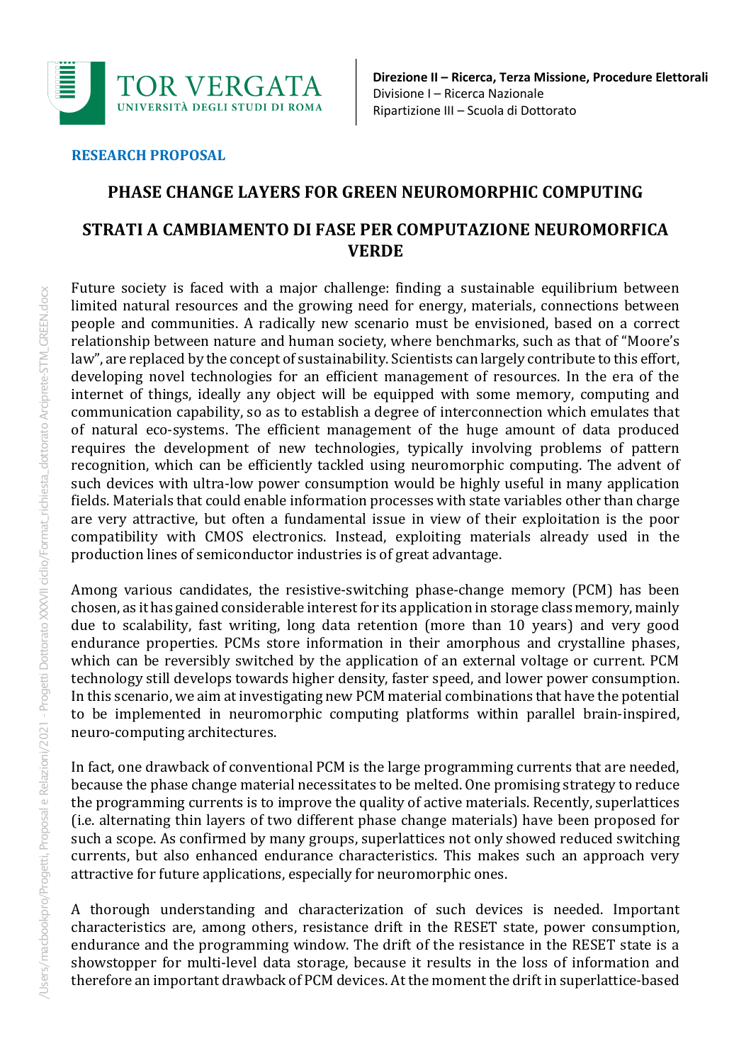**RESEARCH PROPOSAL**

## PHASE CHANGE LAYERS FOR GREEN NEUROMORPHIC COMPUTING

## STRATI A CAMBIAMENTO DI FASE PER COMPUTAZIONE NEUROMORFICA VERDE

Future society is faced with a major challenge: finding a sustainable equilibrium between limited natural resources and the growing need for energy, materials, connections between people and communities. A radically new scenario must be envisioned, based on a correct relationship between nature and human society, where benchmarks, such as that of "Moore's law", are replaced by the concept of sustainability. Scientists can largely contribute to this effort, developing novel technologies for an efficient management of resources. In the era of the internet of things, ideally any object will be equipped with some memory, computing and communication capability, so as to establish a degree of interconnection which emulates that of natural eco-systems. The efficient management of the huge amount of data produced requires the development of new technologies, typically involving problems of pattern recognition, which can be efficiently tackled using neuromorphic computing. The advent of such devices with ultra-low power consumption would be highly useful in many application fields. Materials that could enable information processes with state variables other than charge are very attractive, but often a fundamental issue in view of their exploitation is the poor compatibility with CMOS electronics. Instead, exploiting materials already used in the production lines of semiconductor industries is of great advantage.

Among various candidates, the resistive-switching phase-change memory (PCM) has been chosen, as it has gained considerable interest for its application in storage class memory, mainly due to scalability, fast writing, long data retention (more than 10 years) and very good endurance properties. PCMs store information in their amorphous and crystalline phases, which can be reversibly switched by the application of an external voltage or current. PCM technology still develops towards higher density, faster speed, and lower power consumption. In this scenario, we aim at investigating new PCM material combinations that have the potential to be implemented in neuromorphic computing platforms within parallel brain-inspired, neuro-computing architectures.

In fact, one drawback of conventional PCM is the large programming currents that are needed, because the phase change material necessitates to be melted. One promising strategy to reduce the programming currents is to improve the quality of active materials. Recently, superlattices (i.e. alternating thin layers of two different phase change materials) have been proposed for such a scope. As confirmed by many groups, superlattices not only showed reduced switching currents, but also enhanced endurance characteristics. This makes such an approach very attractive for future applications, especially for neuromorphic ones.

A thorough understanding and characterization of such devices is needed. Important characteristics are, among others, resistance drift in the RESET state, power consumption, endurance and the programming window. The drift of the resistance in the RESET state is a showstopper for multi-level data storage, because it results in the loss of information and therefore an important drawback of PCM devices. At the moment the drift in superlattice-based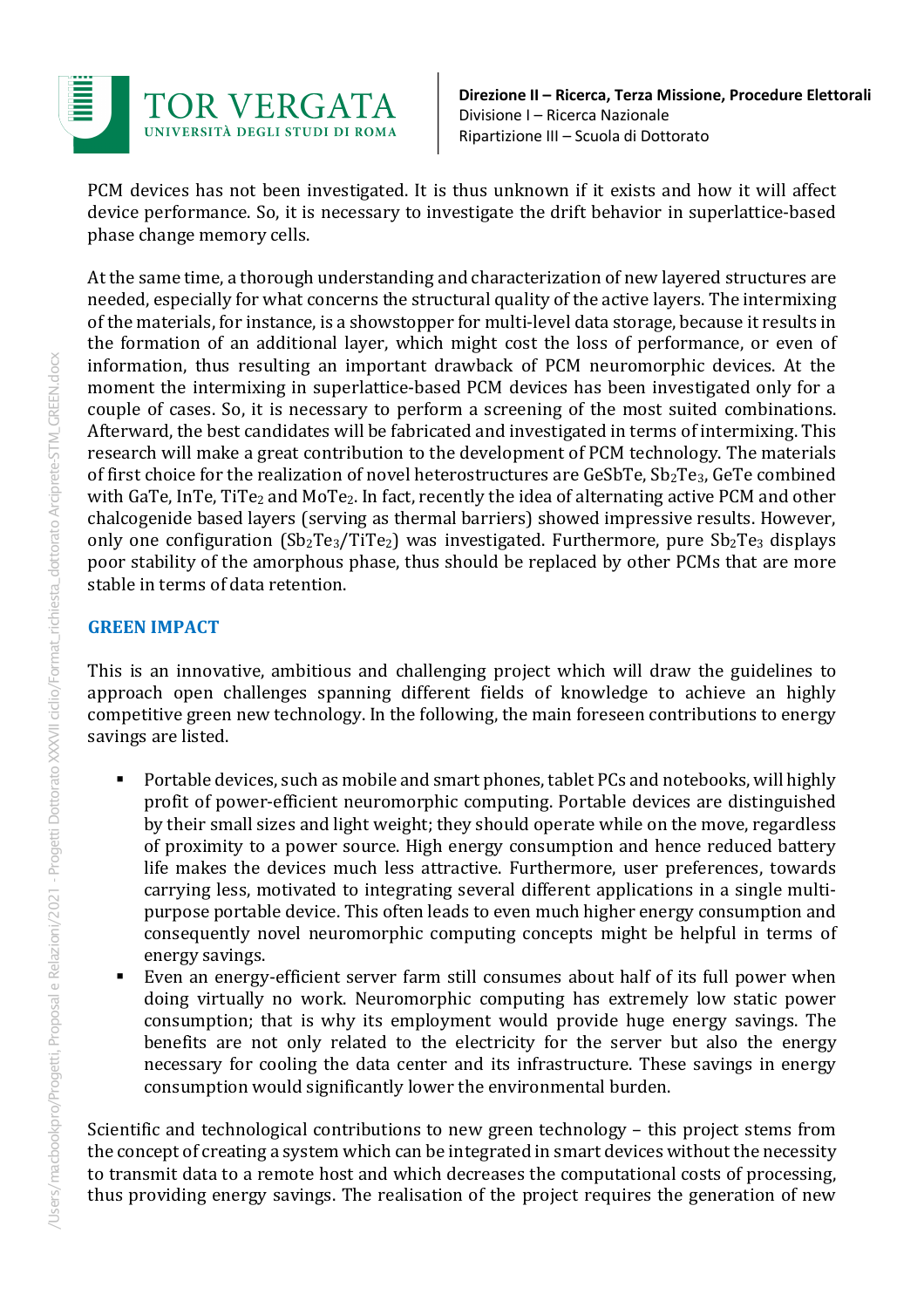PCM devices has not been investigated. It is thus unknown if it exists and how it will affect device performance. So, it is necessary to investigate the drift behavior in superlattice-based phase change memory cells.

At the same time, a thorough understanding and characterization of new layered structures are needed, especially for what concerns the structural quality of the active layers. The intermixing of the materials, for instance, is a showstopper for multi-level data storage, because it results in the formation of an additional layer, which might cost the loss of performance, or even of information, thus resulting an important drawback of PCM neuromorphic devices. At the moment the intermixing in superlattice-based PCM devices has been investigated only for a couple of cases. So, it is necessary to perform a screening of the most suited combinations. Afterward, the best candidates will be fabricated and investigated in terms of intermixing. This research will make a great contribution to the development of PCM technology. The materials of first choice for the realization of novel heterostructures are GeSbTe, $Sb_2Te_3$, GeTe combined with GaTe, InTe, $TiTe_2$ and $MoTe_2$. In fact, recently the idea of alternating active PCM and other chalcogenide based layers (serving as thermal barriers) showed impressive results. However, only one configuration ($Sb_2Te_3/TiTe_2$) was investigated. Furthermore, pure $Sb_2Te_3$ displays poor stability of the amorphous phase, thus should be replaced by other PCMs that are more stable in terms of data retention.

## GREEN IMPACT

This is an innovative, ambitious and challenging project which will draw the guidelines to approach open challenges spanning different fields of knowledge to achieve an highly competitive green new technology. In the following, the main foreseen contributions to energy savings are listed.

- Portable devices, such as mobile and smart phones, tablet PCs and notebooks, will highly profit of power-efficient neuromorphic computing. Portable devices are distinguished by their small sizes and light weight; they should operate while on the move, regardless of proximity to a power source. High energy consumption and hence reduced battery life makes the devices much less attractive. Furthermore, user preferences, towards carrying less, motivated to integrating several different applications in a single multi-purpose portable device. This often leads to even much higher energy consumption and consequently novel neuromorphic computing concepts might be helpful in terms of energy savings.
- Even an energy-efficient server farm still consumes about half of its full power when doing virtually no work. Neuromorphic computing has extremely low static power consumption; that is why its employment would provide huge energy savings. The benefits are not only related to the electricity for the server but also the energy necessary for cooling the data center and its infrastructure. These savings in energy consumption would significantly lower the environmental burden.

Scientific and technological contributions to new green technology – this project stems from the concept of creating a system which can be integrated in smart devices without the necessity to transmit data to a remote host and which decreases the computational costs of processing, thus providing energy savings. The realisation of the project requires the generation of new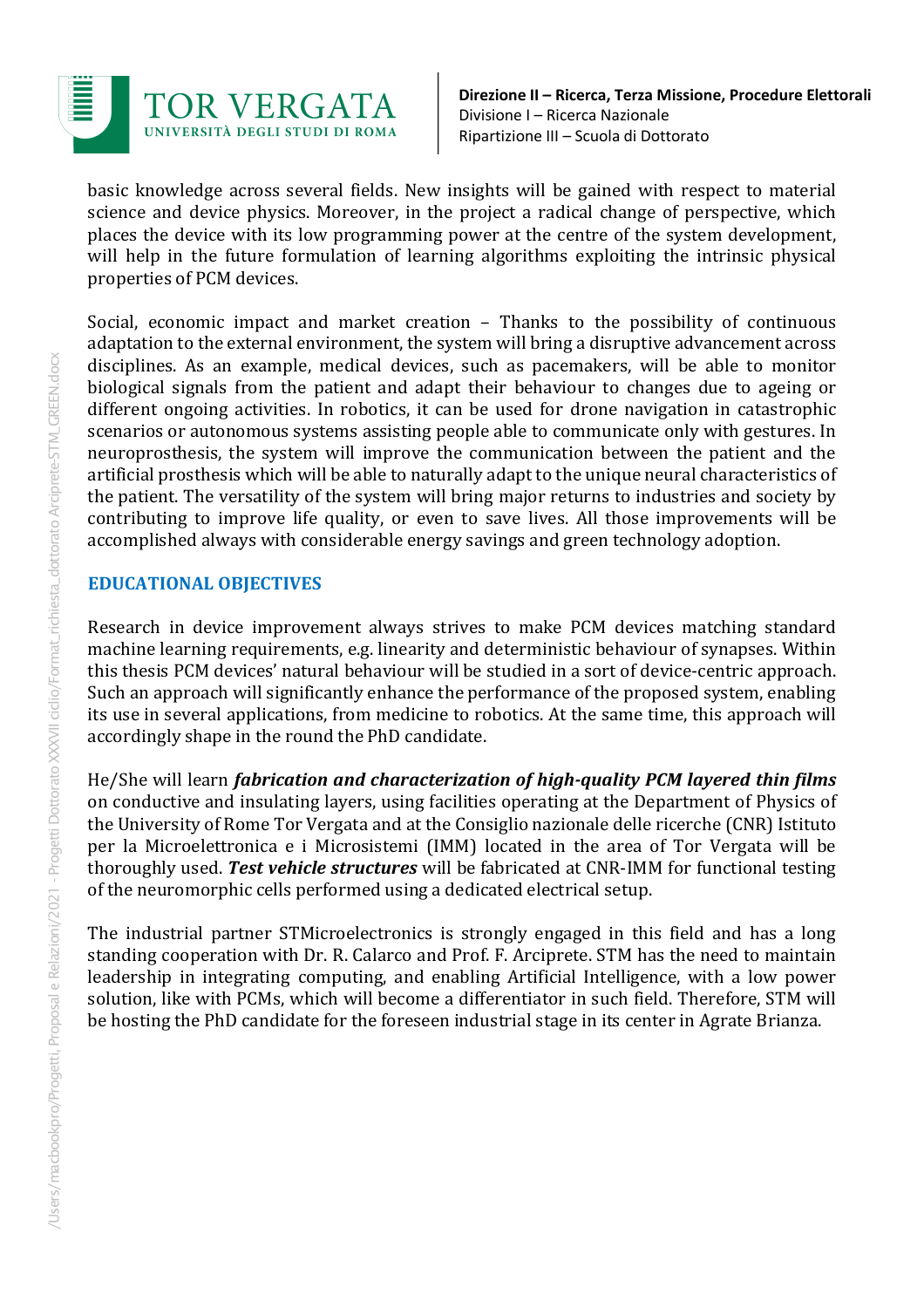basic knowledge across several fields. New insights will be gained with respect to material science and device physics. Moreover, in the project a radical change of perspective, which places the device with its low programming power at the centre of the system development, will help in the future formulation of learning algorithms exploiting the intrinsic physical properties of PCM devices.

Social, economic impact and market creation – Thanks to the possibility of continuous adaptation to the external environment, the system will bring a disruptive advancement across disciplines. As an example, medical devices, such as pacemakers, will be able to monitor biological signals from the patient and adapt their behaviour to changes due to ageing or different ongoing activities. In robotics, it can be used for drone navigation in catastrophic scenarios or autonomous systems assisting people able to communicate only with gestures. In neuroprosthesis, the system will improve the communication between the patient and the artificial prosthesis which will be able to naturally adapt to the unique neural characteristics of the patient. The versatility of the system will bring major returns to industries and society by contributing to improve life quality, or even to save lives. All those improvements will be accomplished always with considerable energy savings and green technology adoption.

## EDUCATIONAL OBJECTIVES

Research in device improvement always strives to make PCM devices matching standard machine learning requirements, e.g. linearity and deterministic behaviour of synapses. Within this thesis PCM devices' natural behaviour will be studied in a sort of device-centric approach. Such an approach will significantly enhance the performance of the proposed system, enabling its use in several applications, from medicine to robotics. At the same time, this approach will accordingly shape in the round the PhD candidate.

He/She will learn ***fabrication and characterization of high-quality PCM layered thin films*** on conductive and insulating layers, using facilities operating at the Department of Physics of the University of Rome Tor Vergata and at the Consiglio nazionale delle ricerche (CNR) Istituto per la Microelettronica e i Microsistemi (IMM) located in the area of Tor Vergata will be thoroughly used. ***Test vehicle structures*** will be fabricated at CNR-IMM for functional testing of the neuromorphic cells performed using a dedicated electrical setup.

The industrial partner STMicroelectronics is strongly engaged in this field and has a long standing cooperation with Dr. R. Calarco and Prof. F. Arciprete. STM has the need to maintain leadership in integrating computing, and enabling Artificial Intelligence, with a low power solution, like with PCMs, which will become a differentiator in such field. Therefore, STM will be hosting the PhD candidate for the foreseen industrial stage in its center in Agrate Brianza.